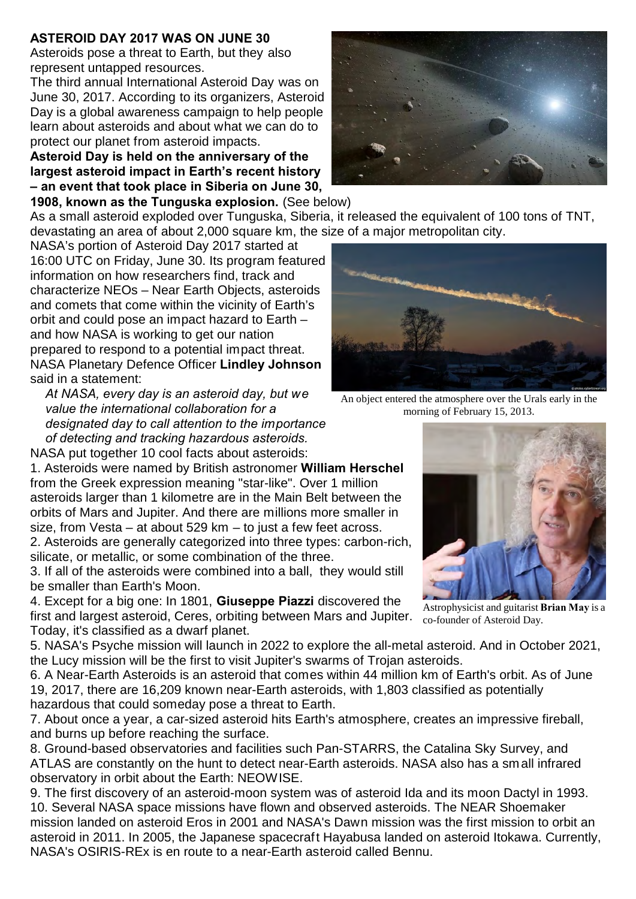**ASTEROID DAY 2017 WAS ON JUNE 30**

Asteroids pose a threat to Earth, but they also represent untapped resources.

The third annual International Asteroid Day was on June 30, 2017. According to its organizers, Asteroid Day is a global awareness campaign to help people learn about asteroids and about what we can do to protect our planet from asteroid impacts.

**Asteroid Day is held on the anniversary of the largest asteroid impact in Earth's recent history – an event that took place in Siberia on June 30, 1908, known as the Tunguska explosion.** (See below)

As a small asteroid exploded over Tunguska, Siberia, it released the equivalent of 100 tons of TNT, devastating an area of about 2,000 square km, the size of a major metropolitan city.

NASA's portion of Asteroid Day 2017 started at 16:00 UTC on Friday, June 30. Its program featured information on how researchers find, track and characterize NEOs – Near Earth Objects, asteroids and comets that come within the vicinity of Earth's orbit and could pose an impact hazard to Earth – and how NASA is working to get our nation prepared to respond to a potential impact threat. NASA Planetary Defence Officer **Lindley Johnson** said in a statement:

> *At NASA, every day is an asteroid day, but we value the international collaboration for a designated day to call attention to the importance of detecting and tracking hazardous asteroids.*

An object entered the atmosphere over the Urals early in the morning of February 15, 2013.

NASA put together 10 cool facts about asteroids:

1. Asteroids were named by British astronomer **William Herschel** from the Greek expression meaning "star-like". Over 1 million asteroids larger than 1 kilometre are in the Main Belt between the orbits of Mars and Jupiter. And there are millions more smaller in size, from Vesta – at about 529 km – to just a few feet across.
2. Asteroids are generally categorized into three types: carbon-rich, silicate, or metallic, or some combination of the three.
3. If all of the asteroids were combined into a ball, they would still be smaller than Earth's Moon.
4. Except for a big one: In 1801, **Giuseppe Piazzi** discovered the first and largest asteroid, Ceres, orbiting between Mars and Jupiter. Today, it's classified as a dwarf planet.
5. NASA's Psyche mission will launch in 2022 to explore the all-metal asteroid. And in October 2021, the Lucy mission will be the first to visit Jupiter's swarms of Trojan asteroids.
6. A Near-Earth Asteroids is an asteroid that comes within 44 million km of Earth's orbit. As of June 19, 2017, there are 16,209 known near-Earth asteroids, with 1,803 classified as potentially hazardous that could someday pose a threat to Earth.
7. About once a year, a car-sized asteroid hits Earth's atmosphere, creates an impressive fireball, and burns up before reaching the surface.
8. Ground-based observatories and facilities such Pan-STARRS, the Catalina Sky Survey, and ATLAS are constantly on the hunt to detect near-Earth asteroids. NASA also has a small infrared observatory in orbit about the Earth: NEOWISE.
9. The first discovery of an asteroid-moon system was of asteroid Ida and its moon Dactyl in 1993.
10. Several NASA space missions have flown and observed asteroids. The NEAR Shoemaker mission landed on asteroid Eros in 2001 and NASA's Dawn mission was the first mission to orbit an asteroid in 2011. In 2005, the Japanese spacecraft Hayabusa landed on asteroid Itokawa. Currently, NASA's OSIRIS-REx is en route to a near-Earth asteroid called Bennu.

Astrophysicist and guitarist **Brian May** is a co-founder of Asteroid Day.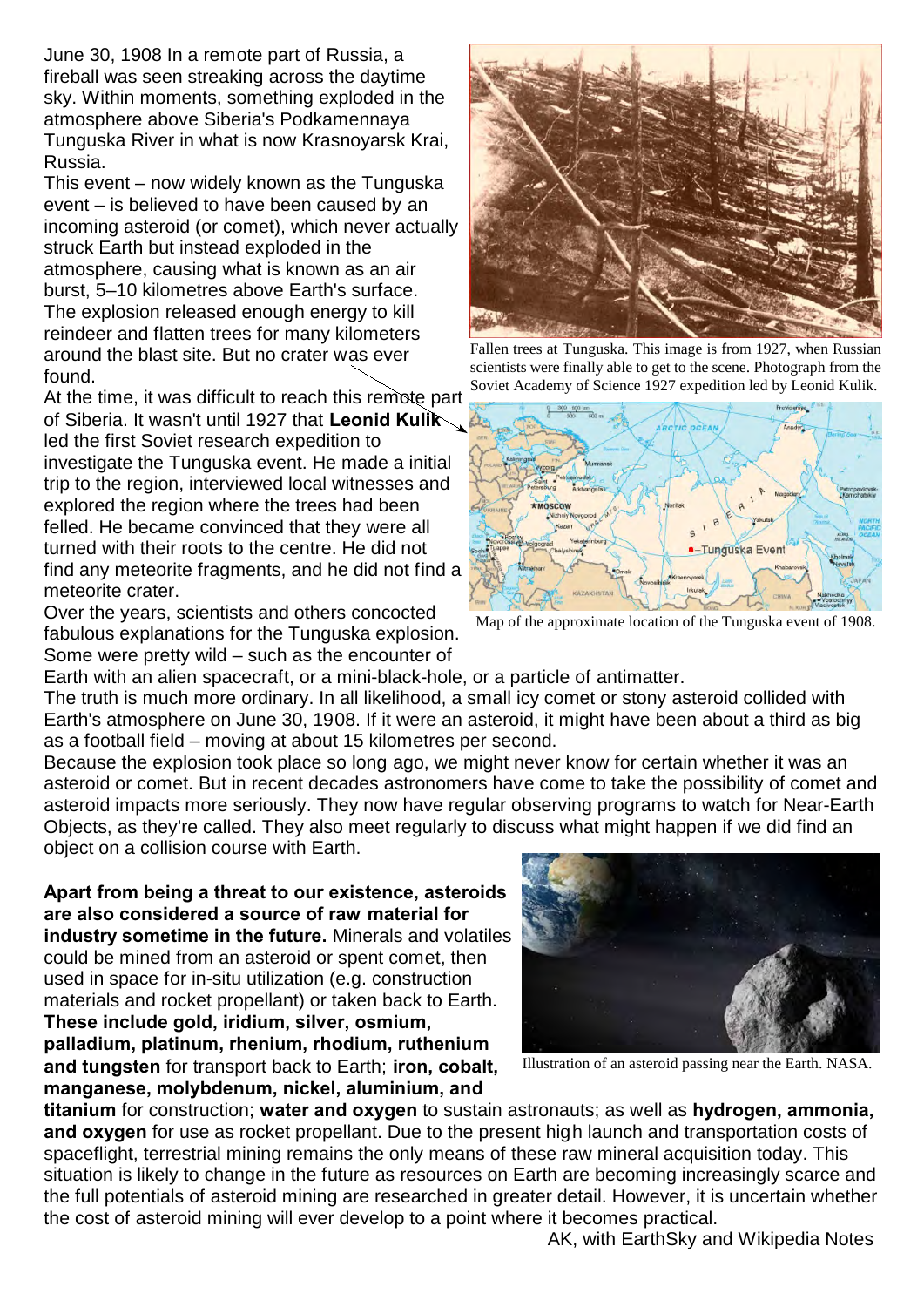June 30, 1908 In a remote part of Russia, a fireball was seen streaking across the daytime sky. Within moments, something exploded in the atmosphere above Siberia's Podkamennaya Tunguska River in what is now Krasnoyarsk Krai, Russia.

This event – now widely known as the Tunguska event – is believed to have been caused by an incoming asteroid (or comet), which never actually struck Earth but instead exploded in the atmosphere, causing what is known as an air burst, 5–10 kilometres above Earth's surface. The explosion released enough energy to kill reindeer and flatten trees for many kilometers around the blast site. But no crater was ever found.

Fallen trees at Tunguska. This image is from 1927, when Russian scientists were finally able to get to the scene. Photograph from the Soviet Academy of Science 1927 expedition led by Leonid Kulik.

At the time, it was difficult to reach this remote part of Siberia. It wasn't until 1927 that **Leonid Kulik** led the first Soviet research expedition to investigate the Tunguska event. He made a initial trip to the region, interviewed local witnesses and explored the region where the trees had been felled. He became convinced that they were all turned with their roots to the centre. He did not find any meteorite fragments, and he did not find a meteorite crater.

Map of the approximate location of the Tunguska event of 1908.

Over the years, scientists and others concocted fabulous explanations for the Tunguska explosion. Some were pretty wild – such as the encounter of Earth with an alien spacecraft, or a mini-black-hole, or a particle of antimatter.

The truth is much more ordinary. In all likelihood, a small icy comet or stony asteroid collided with Earth's atmosphere on June 30, 1908. If it were an asteroid, it might have been about a third as big as a football field – moving at about 15 kilometres per second.

Because the explosion took place so long ago, we might never know for certain whether it was an asteroid or comet. But in recent decades astronomers have come to take the possibility of comet and asteroid impacts more seriously. They now have regular observing programs to watch for Near-Earth Objects, as they're called. They also meet regularly to discuss what might happen if we did find an object on a collision course with Earth.

**Apart from being a threat to our existence, asteroids are also considered a source of raw material for industry sometime in the future.** Minerals and volatiles could be mined from an asteroid or spent comet, then used in space for in-situ utilization (e.g. construction materials and rocket propellant) or taken back to Earth. **These include gold, iridium, silver, osmium, palladium, platinum, rhenium, rhodium, ruthenium and tungsten** for transport back to Earth; **iron, cobalt, manganese, molybdenum, nickel, aluminium, and titanium** for construction; **water and oxygen** to sustain astronauts; as well as **hydrogen, ammonia, and oxygen** for use as rocket propellant. Due to the present high launch and transportation costs of spaceflight, terrestrial mining remains the only means of these raw mineral acquisition today. This situation is likely to change in the future as resources on Earth are becoming increasingly scarce and the full potentials of asteroid mining are researched in greater detail. However, it is uncertain whether the cost of asteroid mining will ever develop to a point where it becomes practical.

Illustration of an asteroid passing near the Earth. NASA.

AK, with EarthSky and Wikipedia Notes